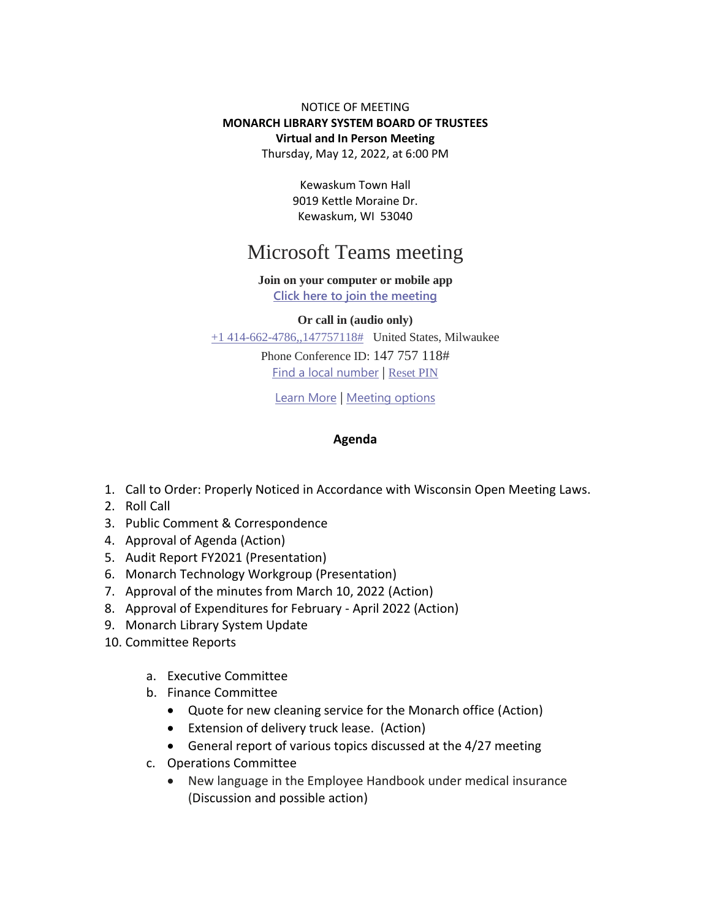NOTICE OF MEETING

**MONARCH LIBRARY SYSTEM BOARD OF TRUSTEES**

**Virtual and In Person Meeting**

Thursday, May 12, 2022, at 6:00 PM

Kewaskum Town Hall
9019 Kettle Moraine Dr.
Kewaskum, WI 53040

# Microsoft Teams meeting

**Join on your computer or mobile app**

Click here to join the meeting

**Or call in (audio only)**

+1 414-662-4786,,147757118# United States, Milwaukee

Phone Conference ID: 147 757 118#

Find a local number | Reset PIN

Learn More | Meeting options

## Agenda

1. Call to Order: Properly Noticed in Accordance with Wisconsin Open Meeting Laws.
2. Roll Call
3. Public Comment & Correspondence
4. Approval of Agenda (Action)
5. Audit Report FY2021 (Presentation)
6. Monarch Technology Workgroup (Presentation)
7. Approval of the minutes from March 10, 2022 (Action)
8. Approval of Expenditures for February - April 2022 (Action)
9. Monarch Library System Update
10. Committee Reports
    a. Executive Committee
    b. Finance Committee
        - Quote for new cleaning service for the Monarch office (Action)
        - Extension of delivery truck lease. (Action)
        - General report of various topics discussed at the 4/27 meeting
    c. Operations Committee
        - New language in the Employee Handbook under medical insurance (Discussion and possible action)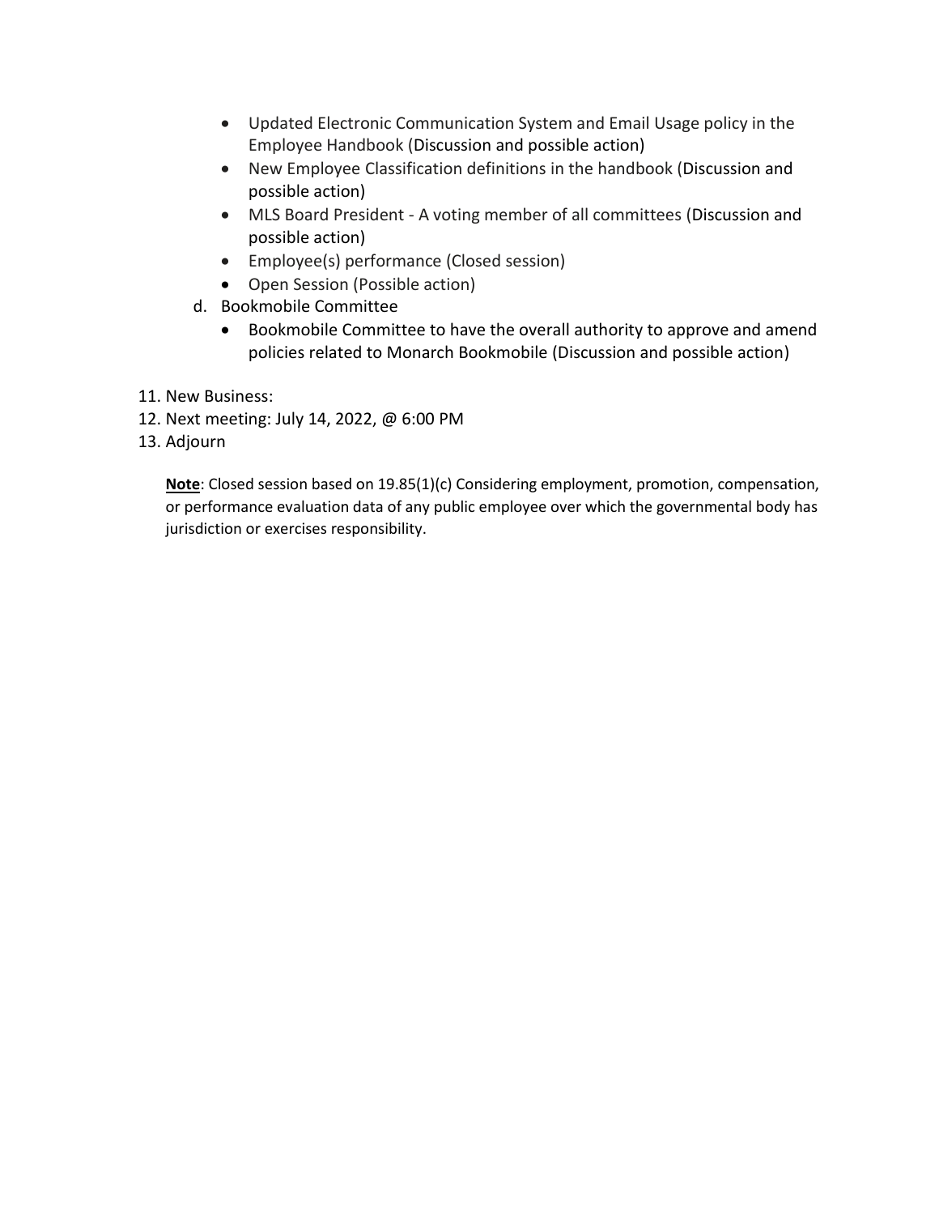- Updated Electronic Communication System and Email Usage policy in the Employee Handbook (Discussion and possible action)
- New Employee Classification definitions in the handbook (Discussion and possible action)
- MLS Board President - A voting member of all committees (Discussion and possible action)
- Employee(s) performance (Closed session)
- Open Session (Possible action)

d. Bookmobile Committee

- Bookmobile Committee to have the overall authority to approve and amend policies related to Monarch Bookmobile (Discussion and possible action)

11. New Business:
12. Next meeting: July 14, 2022, @ 6:00 PM
13. Adjourn

**Note**: Closed session based on 19.85(1)(c) Considering employment, promotion, compensation, or performance evaluation data of any public employee over which the governmental body has jurisdiction or exercises responsibility.